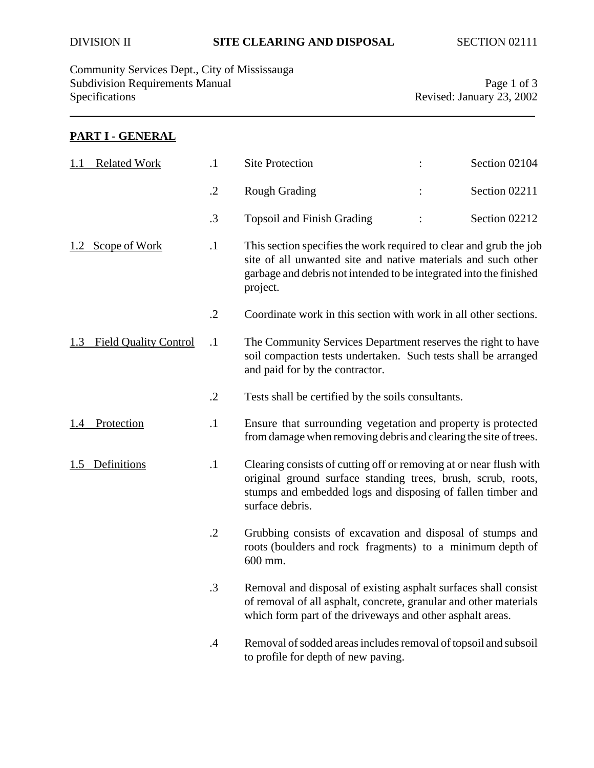DIVISION II **SITE CLEARING AND DISPOSAL** SECTION 02111

Community Services Dept., City of Mississauga
Subdivision Requirements Manual
Specifications
Revised: January 23, 2002

## PART I - GENERAL

**1.1 Related Work**

.1 Site Protection : Section 02104

.2 Rough Grading : Section 02211

.3 Topsoil and Finish Grading : Section 02212

**1.2 Scope of Work**

.1 This section specifies the work required to clear and grub the job site of all unwanted site and native materials and such other garbage and debris not intended to be integrated into the finished project.

.2 Coordinate work in this section with work in all other sections.

**1.3 Field Quality Control**

.1 The Community Services Department reserves the right to have soil compaction tests undertaken. Such tests shall be arranged and paid for by the contractor.

.2 Tests shall be certified by the soils consultants.

**1.4 Protection**

.1 Ensure that surrounding vegetation and property is protected from damage when removing debris and clearing the site of trees.

**1.5 Definitions**

.1 Clearing consists of cutting off or removing at or near flush with original ground surface standing trees, brush, scrub, roots, stumps and embedded logs and disposing of fallen timber and surface debris.

.2 Grubbing consists of excavation and disposal of stumps and roots (boulders and rock fragments) to a minimum depth of 600 mm.

.3 Removal and disposal of existing asphalt surfaces shall consist of removal of all asphalt, concrete, granular and other materials which form part of the driveways and other asphalt areas.

.4 Removal of sodded areas includes removal of topsoil and subsoil to profile for depth of new paving.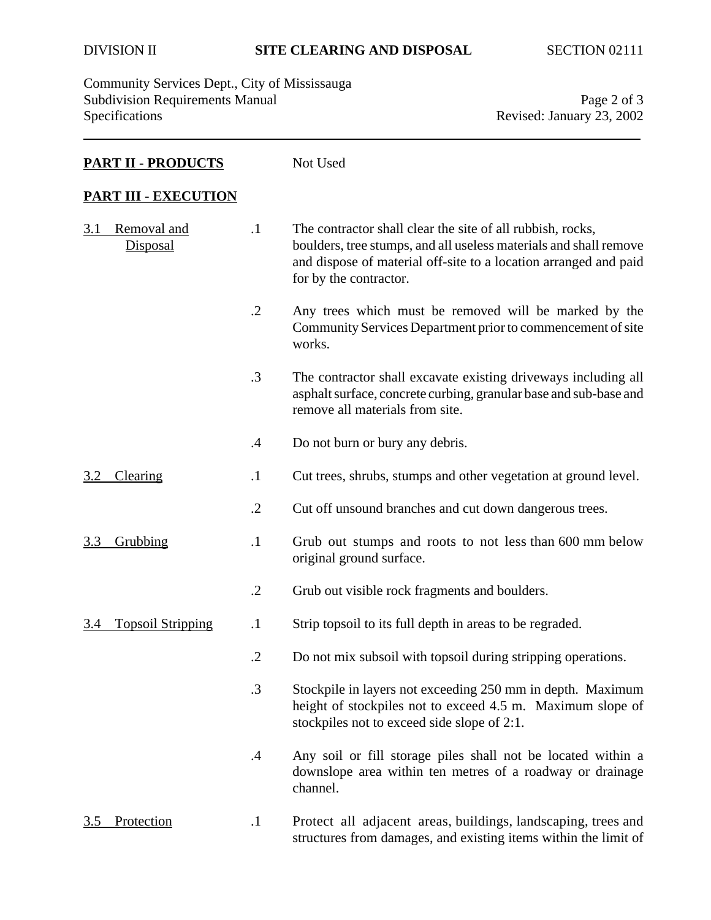**PART II - PRODUCTS** Not Used

**PART III - EXECUTION**

**3.1 Removal and Disposal**

.1 The contractor shall clear the site of all rubbish, rocks, boulders, tree stumps, and all useless materials and shall remove and dispose of material off-site to a location arranged and paid for by the contractor.

.2 Any trees which must be removed will be marked by the Community Services Department prior to commencement of site works.

.3 The contractor shall excavate existing driveways including all asphalt surface, concrete curbing, granular base and sub-base and remove all materials from site.

.4 Do not burn or bury any debris.

**3.2 Clearing**

.1 Cut trees, shrubs, stumps and other vegetation at ground level.

.2 Cut off unsound branches and cut down dangerous trees.

**3.3 Grubbing**

.1 Grub out stumps and roots to not less than 600 mm below original ground surface.

.2 Grub out visible rock fragments and boulders.

**3.4 Topsoil Stripping**

.1 Strip topsoil to its full depth in areas to be regraded.

.2 Do not mix subsoil with topsoil during stripping operations.

.3 Stockpile in layers not exceeding 250 mm in depth. Maximum height of stockpiles not to exceed 4.5 m. Maximum slope of stockpiles not to exceed side slope of 2:1.

.4 Any soil or fill storage piles shall not be located within a downslope area within ten metres of a roadway or drainage channel.

**3.5 Protection**

.1 Protect all adjacent areas, buildings, landscaping, trees and structures from damages, and existing items within the limit of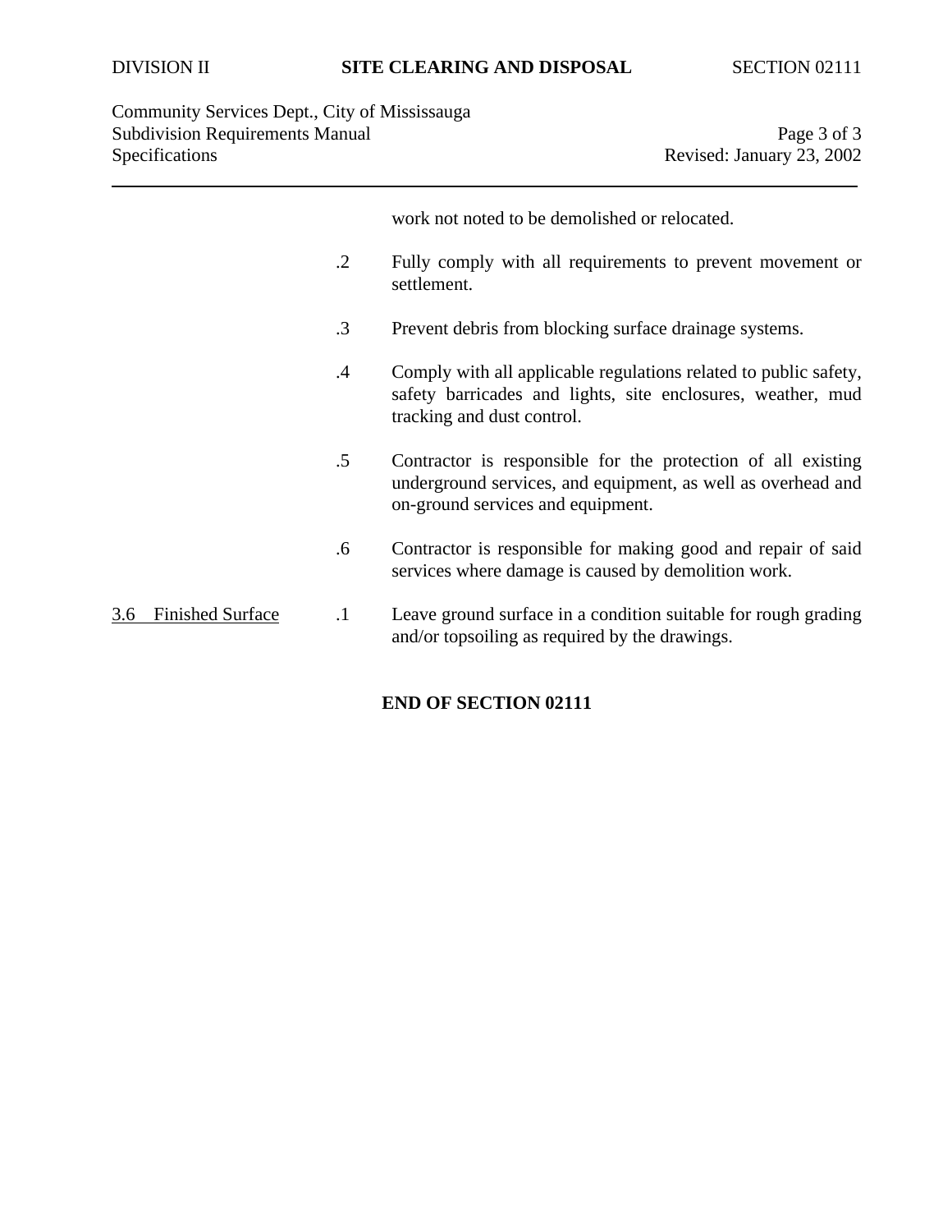work not noted to be demolished or relocated.

.2 Fully comply with all requirements to prevent movement or settlement.

.3 Prevent debris from blocking surface drainage systems.

.4 Comply with all applicable regulations related to public safety, safety barricades and lights, site enclosures, weather, mud tracking and dust control.

.5 Contractor is responsible for the protection of all existing underground services, and equipment, as well as overhead and on-ground services and equipment.

.6 Contractor is responsible for making good and repair of said services where damage is caused by demolition work.

3.6 Finished Surface

.1 Leave ground surface in a condition suitable for rough grading and/or topsoiling as required by the drawings.

**END OF SECTION 02111**